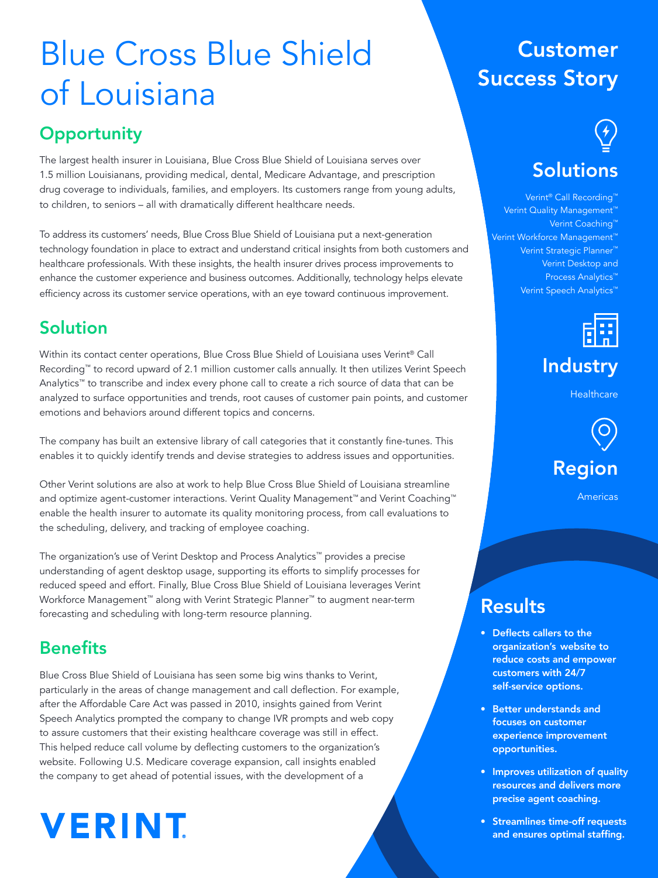# Blue Cross Blue Shield of Louisiana

## Customer Success Story

## Opportunity

The largest health insurer in Louisiana, Blue Cross Blue Shield of Louisiana serves over 1.5 million Louisianans, providing medical, dental, Medicare Advantage, and prescription drug coverage to individuals, families, and employers. Its customers range from young adults, to children, to seniors – all with dramatically different healthcare needs.

To address its customers' needs, Blue Cross Blue Shield of Louisiana put a next-generation technology foundation in place to extract and understand critical insights from both customers and healthcare professionals. With these insights, the health insurer drives process improvements to enhance the customer experience and business outcomes. Additionally, technology helps elevate efficiency across its customer service operations, with an eye toward continuous improvement.

## Solution

Within its contact center operations, Blue Cross Blue Shield of Louisiana uses Verint® Call Recording™ to record upward of 2.1 million customer calls annually. It then utilizes Verint Speech Analytics™ to transcribe and index every phone call to create a rich source of data that can be analyzed to surface opportunities and trends, root causes of customer pain points, and customer emotions and behaviors around different topics and concerns.

The company has built an extensive library of call categories that it constantly fine-tunes. This enables it to quickly identify trends and devise strategies to address issues and opportunities.

Other Verint solutions are also at work to help Blue Cross Blue Shield of Louisiana streamline and optimize agent-customer interactions. Verint Quality Management™ and Verint Coaching™ enable the health insurer to automate its quality monitoring process, from call evaluations to the scheduling, delivery, and tracking of employee coaching.

The organization's use of Verint Desktop and Process Analytics™ provides a precise understanding of agent desktop usage, supporting its efforts to simplify processes for reduced speed and effort. Finally, Blue Cross Blue Shield of Louisiana leverages Verint Workforce Management™ along with Verint Strategic Planner™ to augment near-term forecasting and scheduling with long-term resource planning.

## Benefits

Blue Cross Blue Shield of Louisiana has seen some big wins thanks to Verint, particularly in the areas of change management and call deflection. For example, after the Affordable Care Act was passed in 2010, insights gained from Verint Speech Analytics prompted the company to change IVR prompts and web copy to assure customers that their existing healthcare coverage was still in effect. This helped reduce call volume by deflecting customers to the organization's website. Following U.S. Medicare coverage expansion, call insights enabled the company to get ahead of potential issues, with the development of a

## Solutions

Verint® Call Recording™
Verint Quality Management™
Verint Coaching™
Verint Workforce Management™
Verint Strategic Planner™
Verint Desktop and Process Analytics™
Verint Speech Analytics™

## Industry

Healthcare

## Region

Americas

## Results

- **Deflects callers to the organization's website to reduce costs and empower customers with 24/7 self-service options.**
- **Better understands and focuses on customer experience improvement opportunities.**
- **Improves utilization of quality resources and delivers more precise agent coaching.**
- **Streamlines time-off requests and ensures optimal staffing.**

VERINT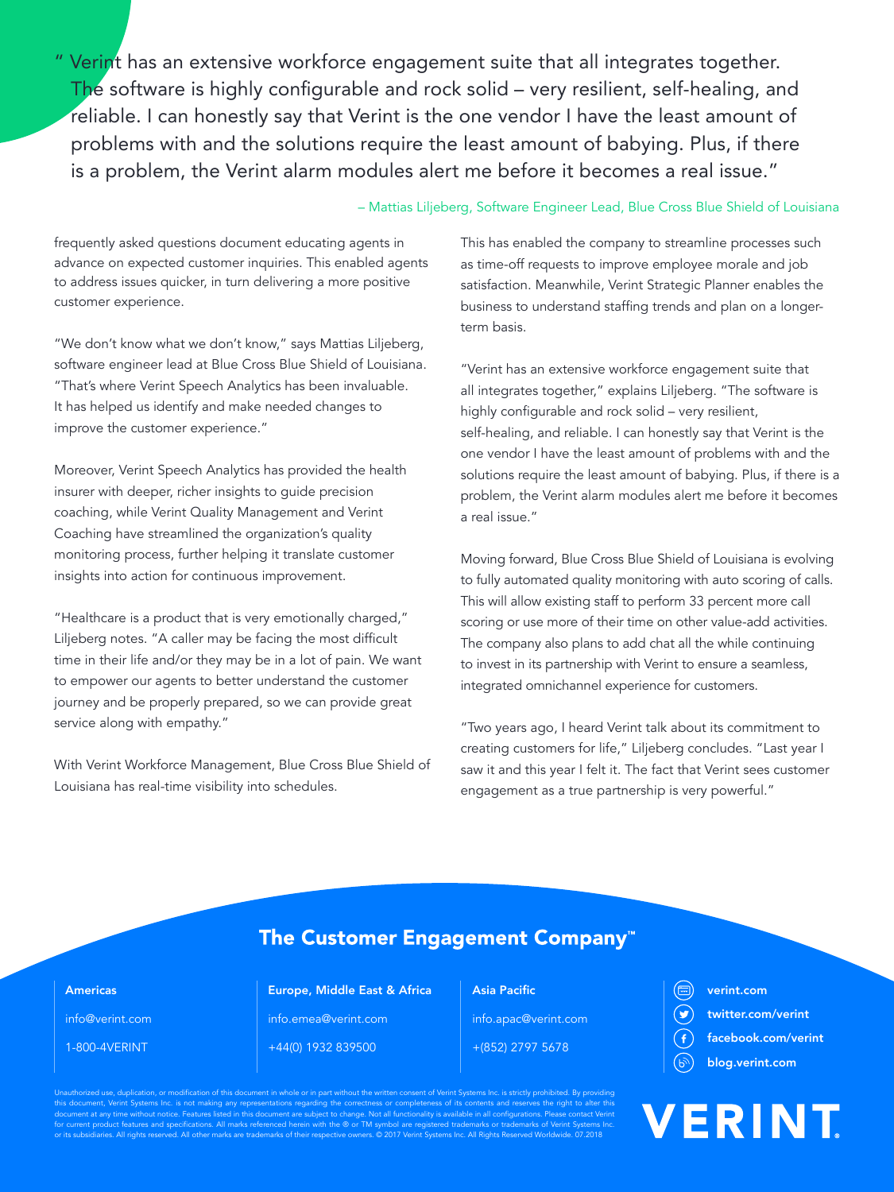> " Verint has an extensive workforce engagement suite that all integrates together. The software is highly configurable and rock solid – very resilient, self-healing, and reliable. I can honestly say that Verint is the one vendor I have the least amount of problems with and the solutions require the least amount of babying. Plus, if there is a problem, the Verint alarm modules alert me before it becomes a real issue."
>
> – Mattias Liljeberg, Software Engineer Lead, Blue Cross Blue Shield of Louisiana

frequently asked questions document educating agents in advance on expected customer inquiries. This enabled agents to address issues quicker, in turn delivering a more positive customer experience.

"We don't know what we don't know," says Mattias Liljeberg, software engineer lead at Blue Cross Blue Shield of Louisiana. "That's where Verint Speech Analytics has been invaluable. It has helped us identify and make needed changes to improve the customer experience."

Moreover, Verint Speech Analytics has provided the health insurer with deeper, richer insights to guide precision coaching, while Verint Quality Management and Verint Coaching have streamlined the organization's quality monitoring process, further helping it translate customer insights into action for continuous improvement.

"Healthcare is a product that is very emotionally charged," Liljeberg notes. "A caller may be facing the most difficult time in their life and/or they may be in a lot of pain. We want to empower our agents to better understand the customer journey and be properly prepared, so we can provide great service along with empathy."

With Verint Workforce Management, Blue Cross Blue Shield of Louisiana has real-time visibility into schedules. This has enabled the company to streamline processes such as time-off requests to improve employee morale and job satisfaction. Meanwhile, Verint Strategic Planner enables the business to understand staffing trends and plan on a longer-term basis.

"Verint has an extensive workforce engagement suite that all integrates together," explains Liljeberg. "The software is highly configurable and rock solid – very resilient, self-healing, and reliable. I can honestly say that Verint is the one vendor I have the least amount of problems with and the solutions require the least amount of babying. Plus, if there is a problem, the Verint alarm modules alert me before it becomes a real issue."

Moving forward, Blue Cross Blue Shield of Louisiana is evolving to fully automated quality monitoring with auto scoring of calls. This will allow existing staff to perform 33 percent more call scoring or use more of their time on other value-add activities. The company also plans to add chat all the while continuing to invest in its partnership with Verint to ensure a seamless, integrated omnichannel experience for customers.

"Two years ago, I heard Verint talk about its commitment to creating customers for life," Liljeberg concludes. "Last year I saw it and this year I felt it. The fact that Verint sees customer engagement as a true partnership is very powerful."

## The Customer Engagement Company™

**Americas**
info@verint.com
1-800-4VERINT

**Europe, Middle East & Africa**
info.emea@verint.com
+44(0) 1932 839500

**Asia Pacific**
info.apac@verint.com
+(852) 2797 5678

**verint.com**
**twitter.com/verint**
**facebook.com/verint**
**blog.verint.com**

Unauthorized use, duplication, or modification of this document in whole or in part without the written consent of Verint Systems Inc. is strictly prohibited. By providing this document, Verint Systems Inc. is not making any representations regarding the correctness or completeness of its contents and reserves the right to alter this document at any time without notice. Features listed in this document are subject to change. Not all functionality is available in all configurations. Please contact Verint for current product features and specifications. All marks referenced herein with the ® or TM symbol are registered trademarks or trademarks of Verint Systems Inc. or its subsidiaries. All rights reserved. All other marks are trademarks of their respective owners. © 2017 Verint Systems Inc. All Rights Reserved Worldwide. 07.2018

VERINT.